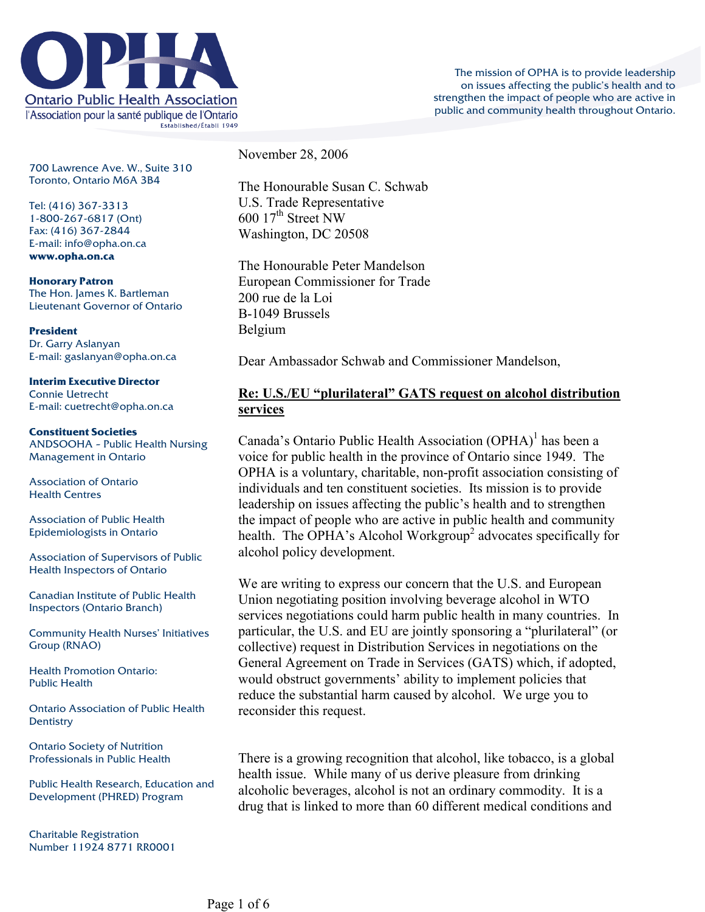# OPHA

Ontario Public Health Association

l'Association pour la santé publique de l'Ontario

Established/Établi 1949

The mission of OPHA is to provide leadership on issues affecting the public's health and to strengthen the impact of people who are active in public and community health throughout Ontario.

700 Lawrence Ave. W., Suite 310
Toronto, Ontario M6A 3B4

Tel: (416) 367-3313
1-800-267-6817 (Ont)
Fax: (416) 367-2844
E-mail: info@opha.on.ca
**www.opha.on.ca**

**Honorary Patron**
The Hon. James K. Bartleman
Lieutenant Governor of Ontario

**President**
Dr. Garry Aslanyan
E-mail: gaslanyan@opha.on.ca

**Interim Executive Director**
Connie Uetrecht
E-mail: cuetrecht@opha.on.ca

**Constituent Societies**

ANDSOOHA - Public Health Nursing Management in Ontario

Association of Ontario Health Centres

Association of Public Health Epidemiologists in Ontario

Association of Supervisors of Public Health Inspectors of Ontario

Canadian Institute of Public Health Inspectors (Ontario Branch)

Community Health Nurses' Initiatives Group (RNAO)

Health Promotion Ontario: Public Health

Ontario Association of Public Health Dentistry

Ontario Society of Nutrition Professionals in Public Health

Public Health Research, Education and Development (PHRED) Program

Charitable Registration Number 11924 8771 RR0001

November 28, 2006

The Honourable Susan C. Schwab
U.S. Trade Representative
600 17th Street NW
Washington, DC 20508

The Honourable Peter Mandelson
European Commissioner for Trade
200 rue de la Loi
B-1049 Brussels
Belgium

Dear Ambassador Schwab and Commissioner Mandelson,

**Re: U.S./EU "plurilateral" GATS request on alcohol distribution services**

Canada's Ontario Public Health Association (OPHA)[1] has been a voice for public health in the province of Ontario since 1949. The OPHA is a voluntary, charitable, non-profit association consisting of individuals and ten constituent societies. Its mission is to provide leadership on issues affecting the public's health and to strengthen the impact of people who are active in public health and community health. The OPHA's Alcohol Workgroup[2] advocates specifically for alcohol policy development.

We are writing to express our concern that the U.S. and European Union negotiating position involving beverage alcohol in WTO services negotiations could harm public health in many countries. In particular, the U.S. and EU are jointly sponsoring a "plurilateral" (or collective) request in Distribution Services in negotiations on the General Agreement on Trade in Services (GATS) which, if adopted, would obstruct governments' ability to implement policies that reduce the substantial harm caused by alcohol. We urge you to reconsider this request.

There is a growing recognition that alcohol, like tobacco, is a global health issue. While many of us derive pleasure from drinking alcoholic beverages, alcohol is not an ordinary commodity. It is a drug that is linked to more than 60 different medical conditions and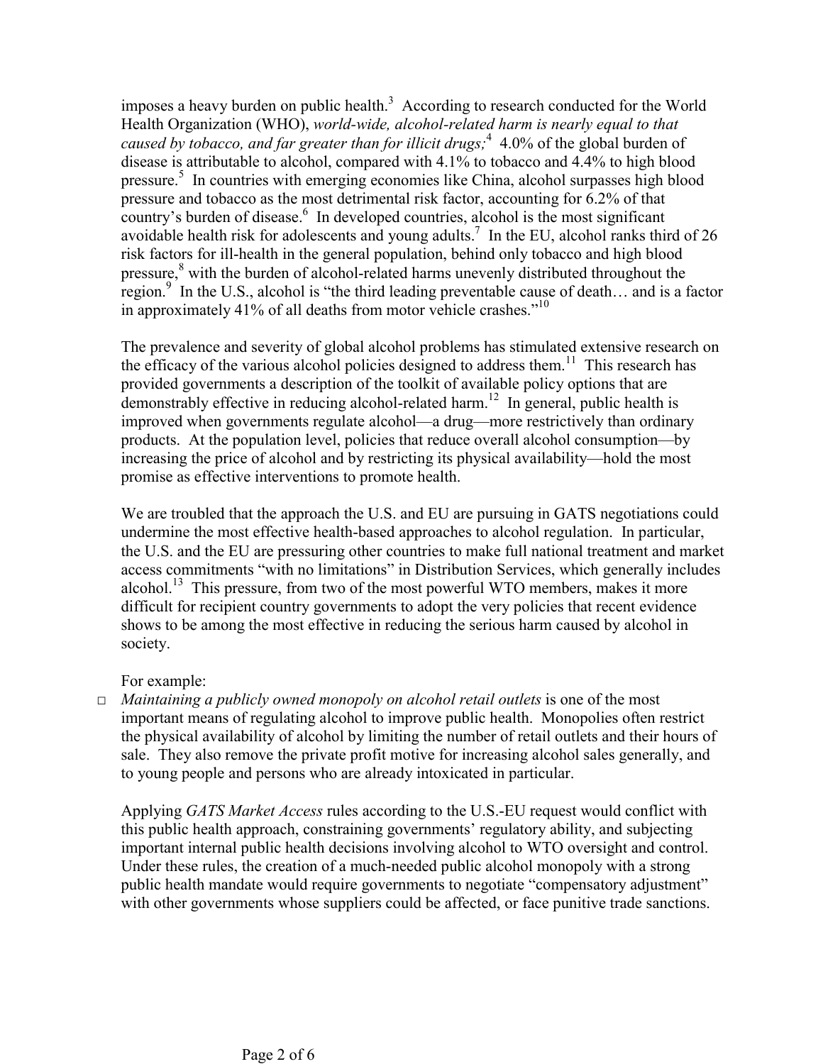imposes a heavy burden on public health.[3] According to research conducted for the World Health Organization (WHO), *world-wide, alcohol-related harm is nearly equal to that caused by tobacco, and far greater than for illicit drugs;*[4] 4.0% of the global burden of disease is attributable to alcohol, compared with 4.1% to tobacco and 4.4% to high blood pressure.[5] In countries with emerging economies like China, alcohol surpasses high blood pressure and tobacco as the most detrimental risk factor, accounting for 6.2% of that country's burden of disease.[6] In developed countries, alcohol is the most significant avoidable health risk for adolescents and young adults.[7] In the EU, alcohol ranks third of 26 risk factors for ill-health in the general population, behind only tobacco and high blood pressure,[8] with the burden of alcohol-related harms unevenly distributed throughout the region.[9] In the U.S., alcohol is "the third leading preventable cause of death… and is a factor in approximately 41% of all deaths from motor vehicle crashes."[10]

The prevalence and severity of global alcohol problems has stimulated extensive research on the efficacy of the various alcohol policies designed to address them.[11] This research has provided governments a description of the toolkit of available policy options that are demonstrably effective in reducing alcohol-related harm.[12] In general, public health is improved when governments regulate alcohol—a drug—more restrictively than ordinary products. At the population level, policies that reduce overall alcohol consumption—by increasing the price of alcohol and by restricting its physical availability—hold the most promise as effective interventions to promote health.

We are troubled that the approach the U.S. and EU are pursuing in GATS negotiations could undermine the most effective health-based approaches to alcohol regulation. In particular, the U.S. and the EU are pressuring other countries to make full national treatment and market access commitments "with no limitations" in Distribution Services, which generally includes alcohol.[13] This pressure, from two of the most powerful WTO members, makes it more difficult for recipient country governments to adopt the very policies that recent evidence shows to be among the most effective in reducing the serious harm caused by alcohol in society.

For example:

- *Maintaining a publicly owned monopoly on alcohol retail outlets* is one of the most important means of regulating alcohol to improve public health. Monopolies often restrict the physical availability of alcohol by limiting the number of retail outlets and their hours of sale. They also remove the private profit motive for increasing alcohol sales generally, and to young people and persons who are already intoxicated in particular.

  Applying *GATS Market Access* rules according to the U.S.-EU request would conflict with this public health approach, constraining governments' regulatory ability, and subjecting important internal public health decisions involving alcohol to WTO oversight and control. Under these rules, the creation of a much-needed public alcohol monopoly with a strong public health mandate would require governments to negotiate "compensatory adjustment" with other governments whose suppliers could be affected, or face punitive trade sanctions.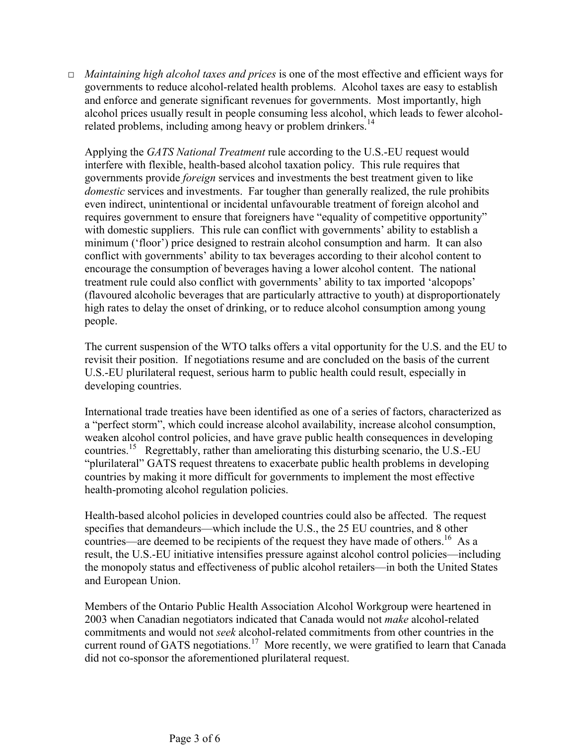- *Maintaining high alcohol taxes and prices* is one of the most effective and efficient ways for governments to reduce alcohol-related health problems. Alcohol taxes are easy to establish and enforce and generate significant revenues for governments. Most importantly, high alcohol prices usually result in people consuming less alcohol, which leads to fewer alcohol-related problems, including among heavy or problem drinkers.[14]

  Applying the *GATS National Treatment* rule according to the U.S.-EU request would interfere with flexible, health-based alcohol taxation policy. This rule requires that governments provide *foreign* services and investments the best treatment given to like *domestic* services and investments. Far tougher than generally realized, the rule prohibits even indirect, unintentional or incidental unfavourable treatment of foreign alcohol and requires government to ensure that foreigners have "equality of competitive opportunity" with domestic suppliers. This rule can conflict with governments' ability to establish a minimum ('floor') price designed to restrain alcohol consumption and harm. It can also conflict with governments' ability to tax beverages according to their alcohol content to encourage the consumption of beverages having a lower alcohol content. The national treatment rule could also conflict with governments' ability to tax imported 'alcopops' (flavoured alcoholic beverages that are particularly attractive to youth) at disproportionately high rates to delay the onset of drinking, or to reduce alcohol consumption among young people.

The current suspension of the WTO talks offers a vital opportunity for the U.S. and the EU to revisit their position. If negotiations resume and are concluded on the basis of the current U.S.-EU plurilateral request, serious harm to public health could result, especially in developing countries.

International trade treaties have been identified as one of a series of factors, characterized as a "perfect storm", which could increase alcohol availability, increase alcohol consumption, weaken alcohol control policies, and have grave public health consequences in developing countries.[15] Regrettably, rather than ameliorating this disturbing scenario, the U.S.-EU "plurilateral" GATS request threatens to exacerbate public health problems in developing countries by making it more difficult for governments to implement the most effective health-promoting alcohol regulation policies.

Health-based alcohol policies in developed countries could also be affected. The request specifies that demandeurs—which include the U.S., the 25 EU countries, and 8 other countries—are deemed to be recipients of the request they have made of others.[16] As a result, the U.S.-EU initiative intensifies pressure against alcohol control policies—including the monopoly status and effectiveness of public alcohol retailers—in both the United States and European Union.

Members of the Ontario Public Health Association Alcohol Workgroup were heartened in 2003 when Canadian negotiators indicated that Canada would not *make* alcohol-related commitments and would not *seek* alcohol-related commitments from other countries in the current round of GATS negotiations.[17] More recently, we were gratified to learn that Canada did not co-sponsor the aforementioned plurilateral request.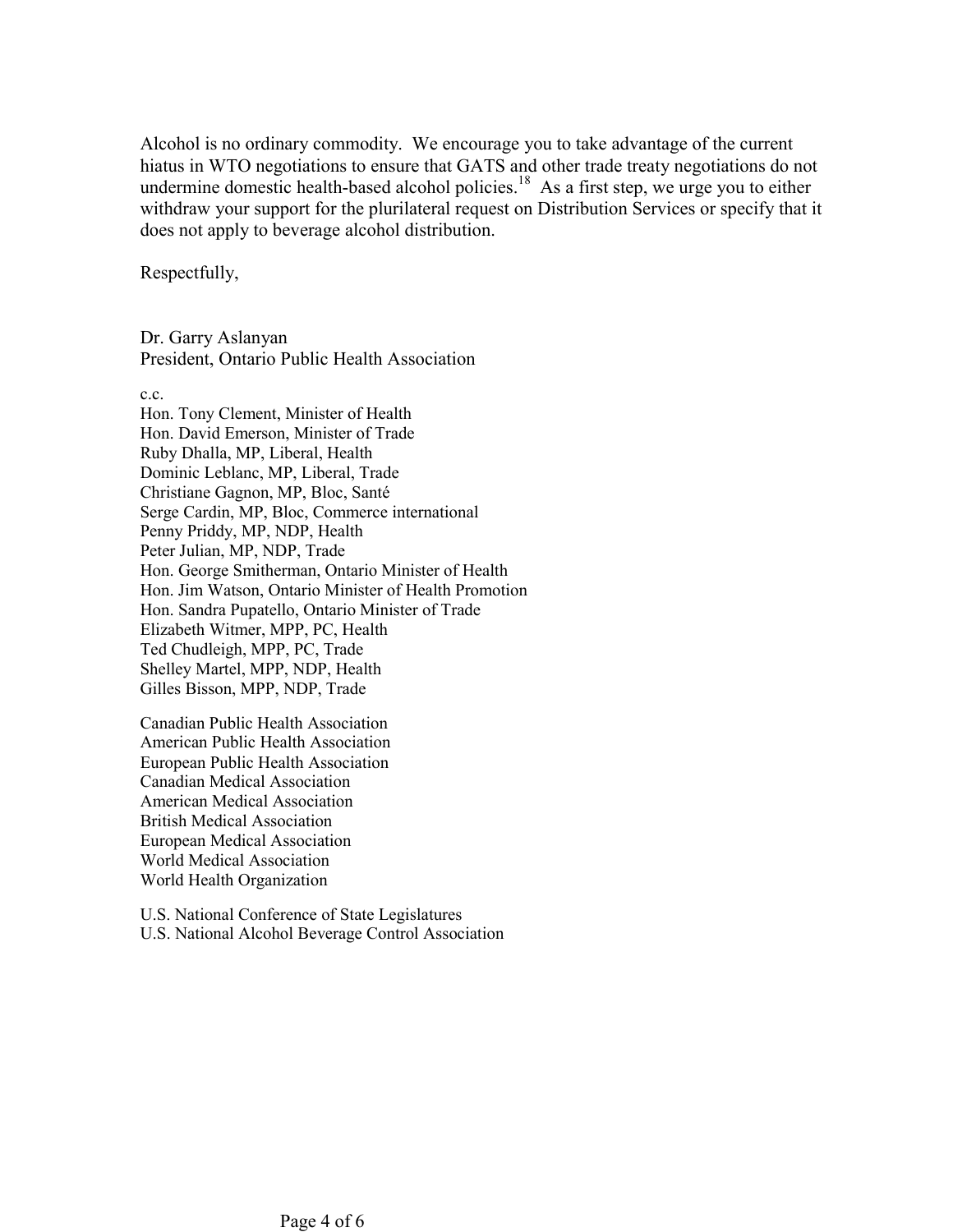Alcohol is no ordinary commodity. We encourage you to take advantage of the current hiatus in WTO negotiations to ensure that GATS and other trade treaty negotiations do not undermine domestic health-based alcohol policies.[18] As a first step, we urge you to either withdraw your support for the plurilateral request on Distribution Services or specify that it does not apply to beverage alcohol distribution.

Respectfully,

Dr. Garry Aslanyan
President, Ontario Public Health Association

c.c.
Hon. Tony Clement, Minister of Health
Hon. David Emerson, Minister of Trade
Ruby Dhalla, MP, Liberal, Health
Dominic Leblanc, MP, Liberal, Trade
Christiane Gagnon, MP, Bloc, Santé
Serge Cardin, MP, Bloc, Commerce international
Penny Priddy, MP, NDP, Health
Peter Julian, MP, NDP, Trade
Hon. George Smitherman, Ontario Minister of Health
Hon. Jim Watson, Ontario Minister of Health Promotion
Hon. Sandra Pupatello, Ontario Minister of Trade
Elizabeth Witmer, MPP, PC, Health
Ted Chudleigh, MPP, PC, Trade
Shelley Martel, MPP, NDP, Health
Gilles Bisson, MPP, NDP, Trade

Canadian Public Health Association
American Public Health Association
European Public Health Association
Canadian Medical Association
American Medical Association
British Medical Association
European Medical Association
World Medical Association
World Health Organization

U.S. National Conference of State Legislatures
U.S. National Alcohol Beverage Control Association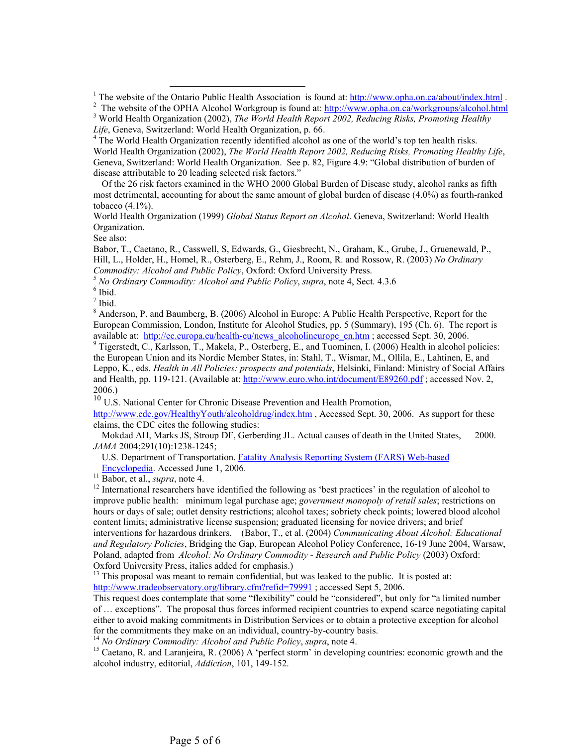[1] The website of the Ontario Public Health Association is found at: http://www.opha.on.ca/about/index.html .

[2] The website of the OPHA Alcohol Workgroup is found at: http://www.opha.on.ca/workgroups/alcohol.html

[3] World Health Organization (2002), *The World Health Report 2002, Reducing Risks, Promoting Healthy Life*, Geneva, Switzerland: World Health Organization, p. 66.

[4] The World Health Organization recently identified alcohol as one of the world's top ten health risks. World Health Organization (2002), *The World Health Report 2002, Reducing Risks, Promoting Healthy Life*, Geneva, Switzerland: World Health Organization. See p. 82, Figure 4.9: "Global distribution of burden of disease attributable to 20 leading selected risk factors."

Of the 26 risk factors examined in the WHO 2000 Global Burden of Disease study, alcohol ranks as fifth most detrimental, accounting for about the same amount of global burden of disease (4.0%) as fourth-ranked tobacco (4.1%).

World Health Organization (1999) *Global Status Report on Alcohol*. Geneva, Switzerland: World Health Organization.

See also:

Babor, T., Caetano, R., Casswell, S, Edwards, G., Giesbrecht, N., Graham, K., Grube, J., Gruenewald, P., Hill, L., Holder, H., Homel, R., Osterberg, E., Rehm, J., Room, R. and Rossow, R. (2003) *No Ordinary Commodity: Alcohol and Public Policy*, Oxford: Oxford University Press.

[5] *No Ordinary Commodity: Alcohol and Public Policy*, *supra*, note 4, Sect. 4.3.6

[6] Ibid.

[7] Ibid.

[8] Anderson, P. and Baumberg, B. (2006) Alcohol in Europe: A Public Health Perspective, Report for the European Commission, London, Institute for Alcohol Studies, pp. 5 (Summary), 195 (Ch. 6). The report is available at: http://ec.europa.eu/health-eu/news_alcoholineurope_en.htm ; accessed Sept. 30, 2006.

[9] Tigerstedt, C., Karlsson, T., Makela, P., Osterberg, E., and Tuominen, I. (2006) Health in alcohol policies: the European Union and its Nordic Member States, in: Stahl, T., Wismar, M., Ollila, E., Lahtinen, E, and Leppo, K., eds. *Health in All Policies: prospects and potentials*, Helsinki, Finland: Ministry of Social Affairs and Health, pp. 119-121. (Available at: http://www.euro.who.int/document/E89260.pdf ; accessed Nov. 2, 2006.)

[10] U.S. National Center for Chronic Disease Prevention and Health Promotion, http://www.cdc.gov/HealthyYouth/alcoholdrug/index.htm , Accessed Sept. 30, 2006. As support for these claims, the CDC cites the following studies:

Mokdad AH, Marks JS, Stroup DF, Gerberding JL. Actual causes of death in the United States, 2000. *JAMA* 2004;291(10):1238-1245;

U.S. Department of Transportation. Fatality Analysis Reporting System (FARS) Web-based Encyclopedia. Accessed June 1, 2006.

[11] Babor, et al., *supra*, note 4.

[12] International researchers have identified the following as 'best practices' in the regulation of alcohol to improve public health: minimum legal purchase age; *government monopoly of retail sales*; restrictions on hours or days of sale; outlet density restrictions; alcohol taxes; sobriety check points; lowered blood alcohol content limits; administrative license suspension; graduated licensing for novice drivers; and brief interventions for hazardous drinkers. (Babor, T., et al. (2004) *Communicating About Alcohol: Educational and Regulatory Policies*, Bridging the Gap, European Alcohol Policy Conference, 16-19 June 2004, Warsaw, Poland, adapted from *Alcohol: No Ordinary Commodity - Research and Public Policy* (2003) Oxford: Oxford University Press, italics added for emphasis.)

[13] This proposal was meant to remain confidential, but was leaked to the public. It is posted at: http://www.tradeobservatory.org/library.cfm?refid=79991 ; accessed Sept 5, 2006.

This request does contemplate that some "flexibility" could be "considered", but only for "a limited number of … exceptions". The proposal thus forces informed recipient countries to expend scarce negotiating capital either to avoid making commitments in Distribution Services or to obtain a protective exception for alcohol for the commitments they make on an individual, country-by-country basis.

[14] *No Ordinary Commodity: Alcohol and Public Policy*, *supra*, note 4.

[15] Caetano, R. and Laranjeira, R. (2006) A 'perfect storm' in developing countries: economic growth and the alcohol industry, editorial, *Addiction*, 101, 149-152.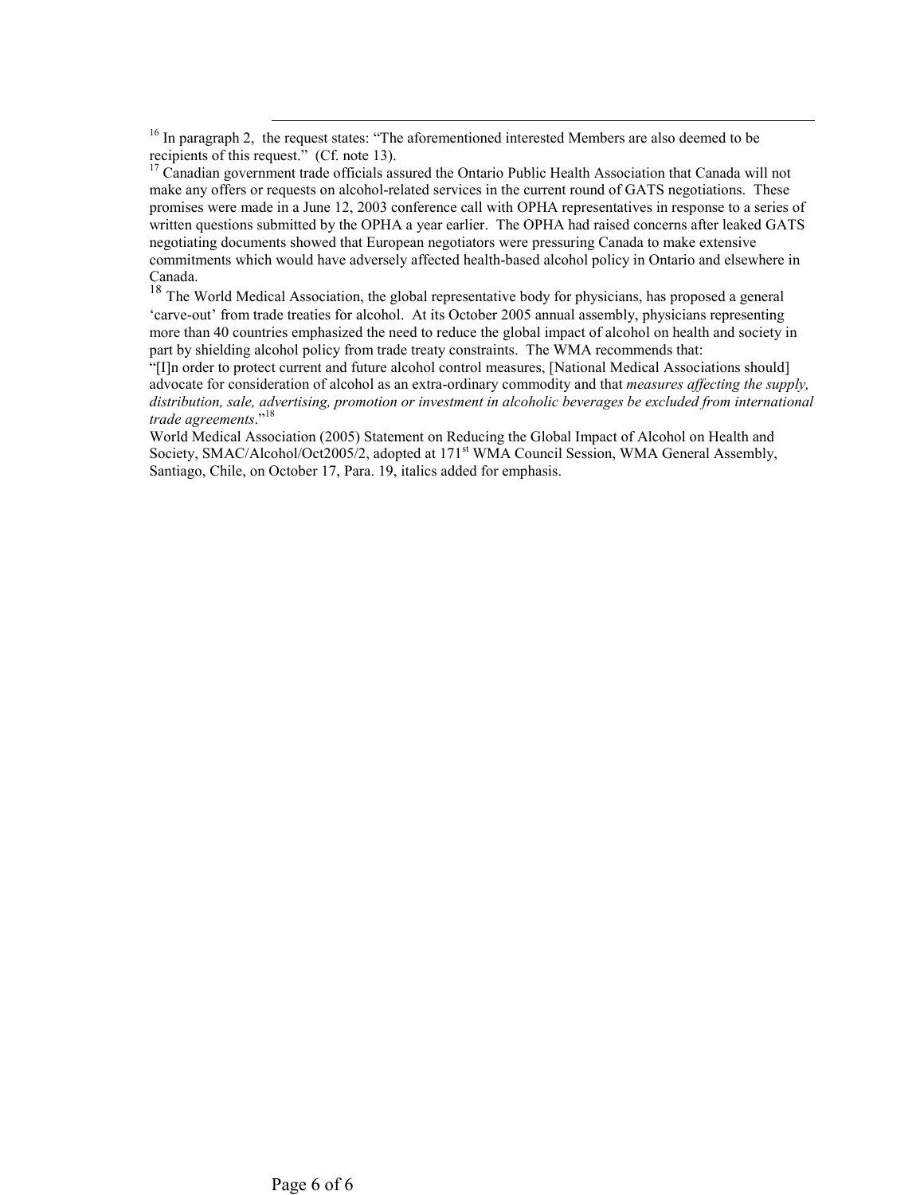[16] In paragraph 2, the request states: "The aforementioned interested Members are also deemed to be recipients of this request." (Cf. note 13).

[17] Canadian government trade officials assured the Ontario Public Health Association that Canada will not make any offers or requests on alcohol-related services in the current round of GATS negotiations. These promises were made in a June 12, 2003 conference call with OPHA representatives in response to a series of written questions submitted by the OPHA a year earlier. The OPHA had raised concerns after leaked GATS negotiating documents showed that European negotiators were pressuring Canada to make extensive commitments which would have adversely affected health-based alcohol policy in Ontario and elsewhere in Canada.

[18] The World Medical Association, the global representative body for physicians, has proposed a general 'carve-out' from trade treaties for alcohol. At its October 2005 annual assembly, physicians representing more than 40 countries emphasized the need to reduce the global impact of alcohol on health and society in part by shielding alcohol policy from trade treaty constraints. The WMA recommends that:

"[I]n order to protect current and future alcohol control measures, [National Medical Associations should] advocate for consideration of alcohol as an extra-ordinary commodity and that *measures affecting the supply, distribution, sale, advertising, promotion or investment in alcoholic beverages be excluded from international trade agreements*."[18]

World Medical Association (2005) Statement on Reducing the Global Impact of Alcohol on Health and Society, SMAC/Alcohol/Oct2005/2, adopted at 171st WMA Council Session, WMA General Assembly, Santiago, Chile, on October 17, Para. 19, italics added for emphasis.